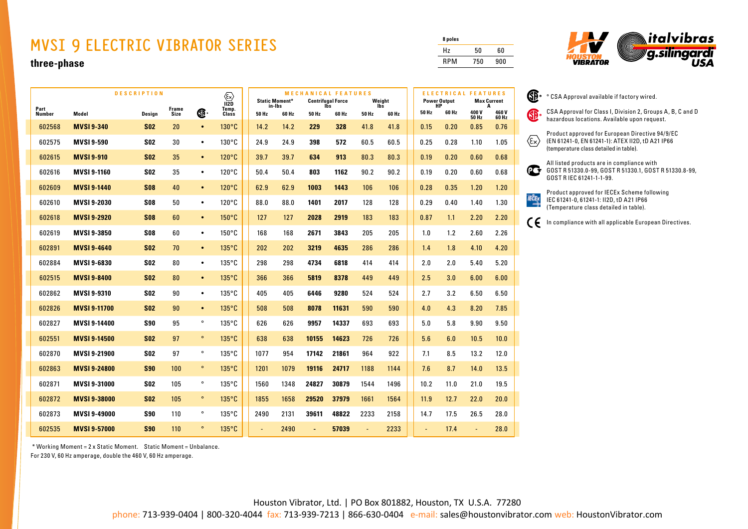# MVSI 9 ELECTRIC VIBRATOR SERIES

## three-phase

| 8 poles | | |
|---|---|---|
| Hz | 50 | 60 |
| RPM | 750 | 900 |

| DESCRIPTION | | | | | | MECHANICAL FEATURES | | | | | | ELECTRICAL FEATURES | | | |
|---|---|---|---|---|---|---|---|---|---|---|---|---|---|---|---|
| Part Number | Model | Design | Frame Size | CSA | Ex II2D Temp. Class | Static Moment* in-lbs 50 Hz | Static Moment* in-lbs 60 Hz | Centrifugal Force lbs 50 Hz | Centrifugal Force lbs 60 Hz | Weight lbs 50 Hz | Weight lbs 60 Hz | Power Output HP 50 Hz | Power Output HP 60 Hz | Max Current A 400 V 50 Hz | Max Current A 460 V 60 Hz |
| 602568 | **MVSI 9-340** | **S02** | 20 | • | 130°C | 14.2 | 14.2 | **229** | **328** | 41.8 | 41.8 | 0.15 | 0.20 | 0.85 | 0.76 |
| 602575 | **MVSI 9-590** | **S02** | 30 | • | 130°C | 24.9 | 24.9 | **398** | **572** | 60.5 | 60.5 | 0.25 | 0.28 | 1.10 | 1.05 |
| 602615 | **MVSI 9-910** | **S02** | 35 | • | 120°C | 39.7 | 39.7 | **634** | **913** | 80.3 | 80.3 | 0.19 | 0.20 | 0.60 | 0.68 |
| 602616 | **MVSI 9-1160** | **S02** | 35 | • | 120°C | 50.4 | 50.4 | **803** | **1162** | 90.2 | 90.2 | 0.19 | 0.20 | 0.60 | 0.68 |
| 602609 | **MVSI 9-1440** | **S08** | 40 | • | 120°C | 62.9 | 62.9 | **1003** | **1443** | 106 | 106 | 0.28 | 0.35 | 1.20 | 1.20 |
| 602610 | **MVSI 9-2030** | **S08** | 50 | • | 120°C | 88.0 | 88.0 | **1401** | **2017** | 128 | 128 | 0.29 | 0.40 | 1.40 | 1.30 |
| 602618 | **MVSI 9-2920** | **S08** | 60 | • | 150°C | 127 | 127 | **2028** | **2919** | 183 | 183 | 0.87 | 1.1 | 2.20 | 2.20 |
| 602619 | **MVSI 9-3850** | **S08** | 60 | • | 150°C | 168 | 168 | **2671** | **3843** | 205 | 205 | 1.0 | 1.2 | 2.60 | 2.26 |
| 602891 | **MVSI 9-4640** | **S02** | 70 | • | 135°C | 202 | 202 | **3219** | **4635** | 286 | 286 | 1.4 | 1.8 | 4.10 | 4.20 |
| 602884 | **MVSI 9-6830** | **S02** | 80 | • | 135°C | 298 | 298 | **4734** | **6818** | 414 | 414 | 2.0 | 2.0 | 5.40 | 5.20 |
| 602515 | **MVSI 9-8400** | **S02** | 80 | • | 135°C | 366 | 366 | **5819** | **8378** | 449 | 449 | 2.5 | 3.0 | 6.00 | 6.00 |
| 602862 | **MVSI 9-9310** | **S02** | 90 | • | 135°C | 405 | 405 | **6446** | **9280** | 524 | 524 | 2.7 | 3.2 | 6.50 | 6.50 |
| 602826 | **MVSI 9-11700** | **S02** | 90 | • | 135°C | 508 | 508 | **8078** | **11631** | 590 | 590 | 4.0 | 4.3 | 8.20 | 7.85 |
| 602827 | **MVSI 9-14400** | **S90** | 95 | ° | 135°C | 626 | 626 | **9957** | **14337** | 693 | 693 | 5.0 | 5.8 | 9.90 | 9.50 |
| 602551 | **MVSI 9-14500** | **S02** | 97 | ° | 135°C | 638 | 638 | **10155** | **14623** | 726 | 726 | 5.6 | 6.0 | 10.5 | 10.0 |
| 602870 | **MVSI 9-21900** | **S02** | 97 | ° | 135°C | 1077 | 954 | **17142** | **21861** | 964 | 922 | 7.1 | 8.5 | 13.2 | 12.0 |
| 602863 | **MVSI 9-24800** | **S90** | 100 | ° | 135°C | 1201 | 1079 | **19116** | **24717** | 1188 | 1144 | 7.6 | 8.7 | 14.0 | 13.5 |
| 602871 | **MVSI 9-31000** | **S02** | 105 | ° | 135°C | 1560 | 1348 | **24827** | **30879** | 1544 | 1496 | 10.2 | 11.0 | 21.0 | 19.5 |
| 602872 | **MVSI 9-38000** | **S02** | 105 | ° | 135°C | 1855 | 1658 | **29520** | **37979** | 1661 | 1564 | 11.9 | 12.7 | 22.0 | 20.0 |
| 602873 | **MVSI 9-49000** | **S90** | 110 | ° | 135°C | 2490 | 2131 | **39611** | **48822** | 2233 | 2158 | 14.7 | 17.5 | 26.5 | 28.0 |
| 602535 | **MVSI 9-57000** | **S90** | 110 | ° | 135°C | - | 2490 | **-** | **57039** | - | 2233 | - | 17.4 | - | 28.0 |

* Working Moment = 2 x Static Moment. Static Moment = Unbalance.
For 230 V, 60 Hz amperage, double the 460 V, 60 Hz amperage.

- ° CSA Approval available if factory wired.
- CSA Approval for Class I, Division 2, Groups A, B, C and D hazardous locations. Available upon request.
- Product approved for European Directive 94/9/EC (EN 61241-0, EN 61241-1): ATEX II2D, tD A21 IP66 (temperature class detailed in table).
- All listed products are in compliance with GOST R 51330.0-99, GOST R 51330.1, GOST R 51330.8-99, GOST R IEC 61241-1-1-99.
- Product approved for IECEx Scheme following IEC 61241-0, 61241-1: II2D, tD A21 IP66 (Temperature class detailed in table).
- In compliance with all applicable European Directives.

Houston Vibrator, Ltd. | PO Box 801882, Houston, TX U.S.A. 77280
phone: 713-939-0404 | 800-320-4044 fax: 713-939-7213 | 866-630-0404 e-mail: sales@houstonvibrator.com web: HoustonVibrator.com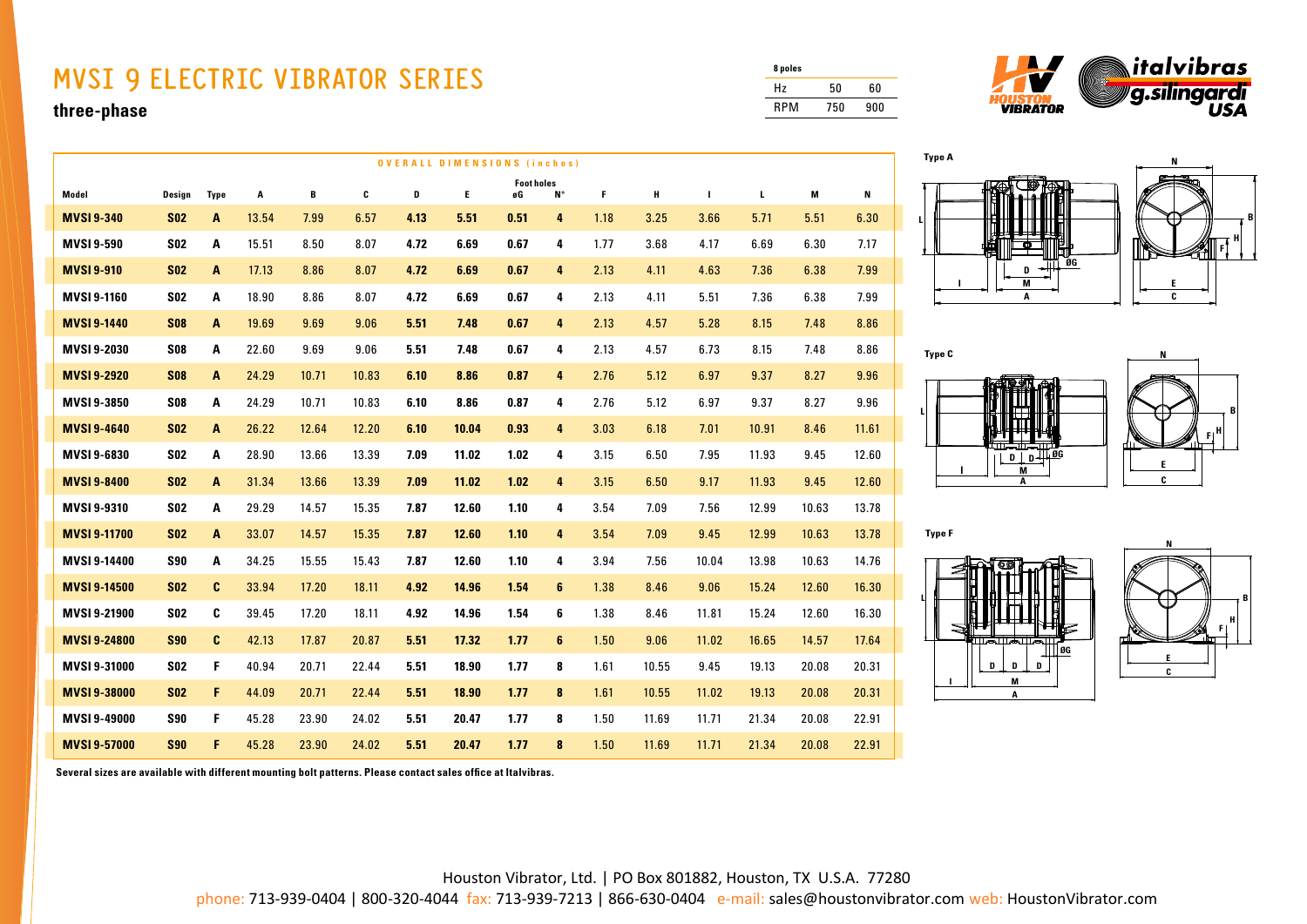# MVSI 9 ELECTRIC VIBRATOR SERIES

**three-phase**

| 8 poles | | |
|---|---|---|
| Hz | 50 | 60 |
| RPM | 750 | 900 |

**OVERALL DIMENSIONS (inches)**

| Model | Design | Type | A | B | C | D | E | Foot holes øG | Foot holes N° | F | H | I | L | M | N |
|---|---|---|---|---|---|---|---|---|---|---|---|---|---|---|---|
| **MVSI 9-340** | **S02** | **A** | 13.54 | 7.99 | 6.57 | **4.13** | **5.51** | **0.51** | **4** | 1.18 | 3.25 | 3.66 | 5.71 | 5.51 | 6.30 |
| **MVSI 9-590** | **S02** | **A** | 15.51 | 8.50 | 8.07 | **4.72** | **6.69** | **0.67** | **4** | 1.77 | 3.68 | 4.17 | 6.69 | 6.30 | 7.17 |
| **MVSI 9-910** | **S02** | **A** | 17.13 | 8.86 | 8.07 | **4.72** | **6.69** | **0.67** | **4** | 2.13 | 4.11 | 4.63 | 7.36 | 6.38 | 7.99 |
| **MVSI 9-1160** | **S02** | **A** | 18.90 | 8.86 | 8.07 | **4.72** | **6.69** | **0.67** | **4** | 2.13 | 4.11 | 5.51 | 7.36 | 6.38 | 7.99 |
| **MVSI 9-1440** | **S08** | **A** | 19.69 | 9.69 | 9.06 | **5.51** | **7.48** | **0.67** | **4** | 2.13 | 4.57 | 5.28 | 8.15 | 7.48 | 8.86 |
| **MVSI 9-2030** | **S08** | **A** | 22.60 | 9.69 | 9.06 | **5.51** | **7.48** | **0.67** | **4** | 2.13 | 4.57 | 6.73 | 8.15 | 7.48 | 8.86 |
| **MVSI 9-2920** | **S08** | **A** | 24.29 | 10.71 | 10.83 | **6.10** | **8.86** | **0.87** | **4** | 2.76 | 5.12 | 6.97 | 9.37 | 8.27 | 9.96 |
| **MVSI 9-3850** | **S08** | **A** | 24.29 | 10.71 | 10.83 | **6.10** | **8.86** | **0.87** | **4** | 2.76 | 5.12 | 6.97 | 9.37 | 8.27 | 9.96 |
| **MVSI 9-4640** | **S02** | **A** | 26.22 | 12.64 | 12.20 | **6.10** | **10.04** | **0.93** | **4** | 3.03 | 6.18 | 7.01 | 10.91 | 8.46 | 11.61 |
| **MVSI 9-6830** | **S02** | **A** | 28.90 | 13.66 | 13.39 | **7.09** | **11.02** | **1.02** | **4** | 3.15 | 6.50 | 7.95 | 11.93 | 9.45 | 12.60 |
| **MVSI 9-8400** | **S02** | **A** | 31.34 | 13.66 | 13.39 | **7.09** | **11.02** | **1.02** | **4** | 3.15 | 6.50 | 9.17 | 11.93 | 9.45 | 12.60 |
| **MVSI 9-9310** | **S02** | **A** | 29.29 | 14.57 | 15.35 | **7.87** | **12.60** | **1.10** | **4** | 3.54 | 7.09 | 7.56 | 12.99 | 10.63 | 13.78 |
| **MVSI 9-11700** | **S02** | **A** | 33.07 | 14.57 | 15.35 | **7.87** | **12.60** | **1.10** | **4** | 3.54 | 7.09 | 9.45 | 12.99 | 10.63 | 13.78 |
| **MVSI 9-14400** | **S90** | **A** | 34.25 | 15.55 | 15.43 | **7.87** | **12.60** | **1.10** | **4** | 3.94 | 7.56 | 10.04 | 13.98 | 10.63 | 14.76 |
| **MVSI 9-14500** | **S02** | **C** | 33.94 | 17.20 | 18.11 | **4.92** | **14.96** | **1.54** | **6** | 1.38 | 8.46 | 9.06 | 15.24 | 12.60 | 16.30 |
| **MVSI 9-21900** | **S02** | **C** | 39.45 | 17.20 | 18.11 | **4.92** | **14.96** | **1.54** | **6** | 1.38 | 8.46 | 11.81 | 15.24 | 12.60 | 16.30 |
| **MVSI 9-24800** | **S90** | **C** | 42.13 | 17.87 | 20.87 | **5.51** | **17.32** | **1.77** | **6** | 1.50 | 9.06 | 11.02 | 16.65 | 14.57 | 17.64 |
| **MVSI 9-31000** | **S02** | **F** | 40.94 | 20.71 | 22.44 | **5.51** | **18.90** | **1.77** | **8** | 1.61 | 10.55 | 9.45 | 19.13 | 20.08 | 20.31 |
| **MVSI 9-38000** | **S02** | **F** | 44.09 | 20.71 | 22.44 | **5.51** | **18.90** | **1.77** | **8** | 1.61 | 10.55 | 11.02 | 19.13 | 20.08 | 20.31 |
| **MVSI 9-49000** | **S90** | **F** | 45.28 | 23.90 | 24.02 | **5.51** | **20.47** | **1.77** | **8** | 1.50 | 11.69 | 11.71 | 21.34 | 20.08 | 22.91 |
| **MVSI 9-57000** | **S90** | **F** | 45.28 | 23.90 | 24.02 | **5.51** | **20.47** | **1.77** | **8** | 1.50 | 11.69 | 11.71 | 21.34 | 20.08 | 22.91 |

**Several sizes are available with different mounting bolt patterns. Please contact sales office at Italvibras.**

Type A

Type C

Type F

Houston Vibrator, Ltd. | PO Box 801882, Houston, TX U.S.A. 77280

phone: 713-939-0404 | 800-320-4044 fax: 713-939-7213 | 866-630-0404 e-mail: sales@houstonvibrator.com web: HoustonVibrator.com